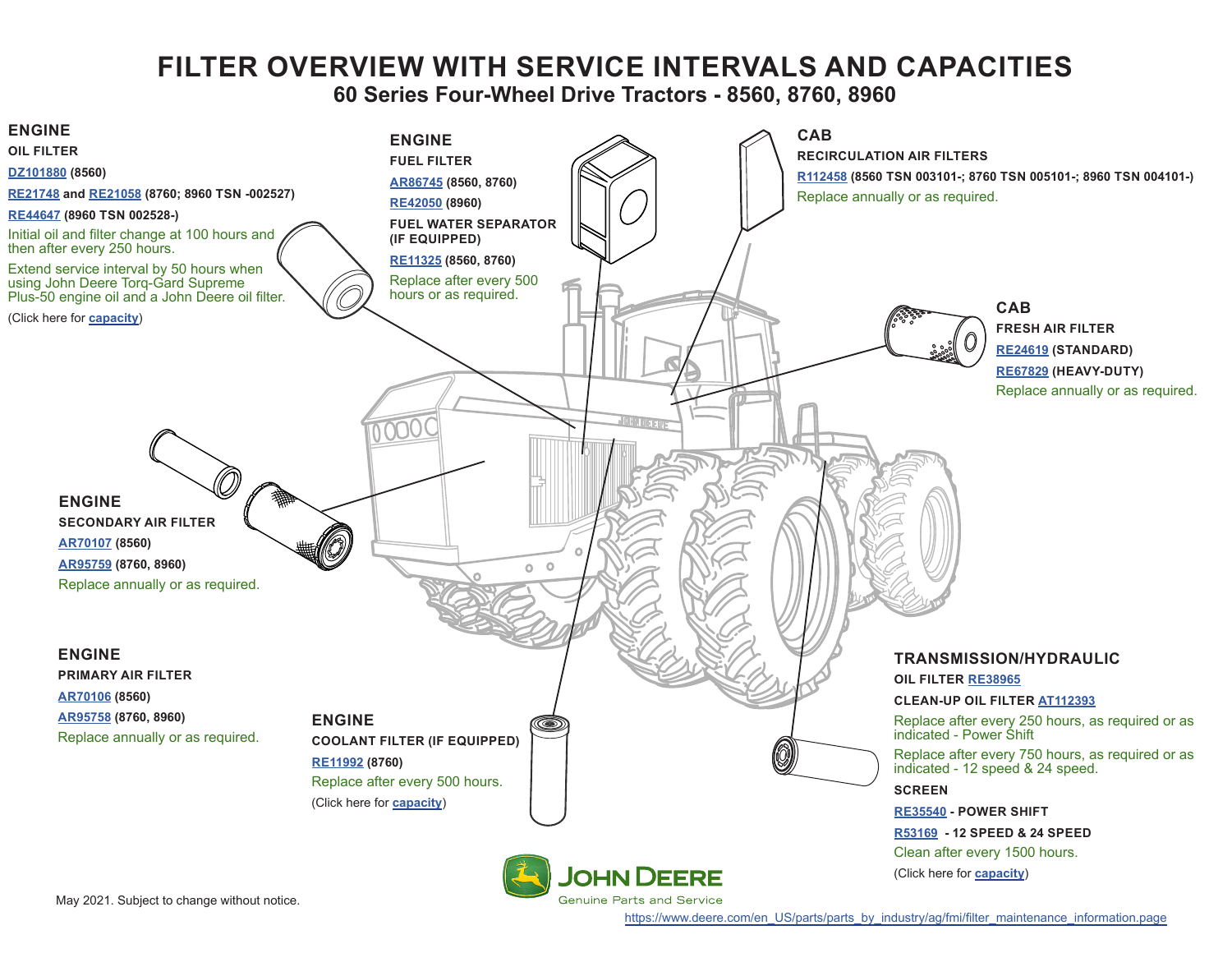# FILTER OVERVIEW WITH SERVICE INTERVALS AND CAPACITIES

## 60 Series Four-Wheel Drive Tractors - 8560, 8760, 8960

### ENGINE

**OIL FILTER**

**DZ101880 (8560)**

**RE21748 and RE21058 (8760; 8960 TSN -002527)**

**RE44647 (8960 TSN 002528-)**

Initial oil and filter change at 100 hours and then after every 250 hours.

Extend service interval by 50 hours when using John Deere Torq-Gard Supreme Plus-50 engine oil and a John Deere oil filter.

(Click here for **capacity**)

### ENGINE

**FUEL FILTER**

**AR86745 (8560, 8760)**

**RE42050 (8960)**

**FUEL WATER SEPARATOR (IF EQUIPPED)**

**RE11325 (8560, 8760)**

Replace after every 500 hours or as required.

### CAB

**RECIRCULATION AIR FILTERS**

**R112458 (8560 TSN 003101-; 8760 TSN 005101-; 8960 TSN 004101-)**

Replace annually or as required.

### CAB

**FRESH AIR FILTER**

**RE24619 (STANDARD)**

**RE67829 (HEAVY-DUTY)**

Replace annually or as required.

### ENGINE

**SECONDARY AIR FILTER**

**AR70107 (8560)**

**AR95759 (8760, 8960)**

Replace annually or as required.

### ENGINE

**PRIMARY AIR FILTER**

**AR70106 (8560)**

**AR95758 (8760, 8960)**

Replace annually or as required.

### ENGINE

**COOLANT FILTER (IF EQUIPPED)**

**RE11992 (8760)**

Replace after every 500 hours.

(Click here for **capacity**)

### TRANSMISSION/HYDRAULIC

**OIL FILTER RE38965**

**CLEAN-UP OIL FILTER AT112393**

Replace after every 250 hours, as required or as indicated - Power Shift

Replace after every 750 hours, as required or as indicated - 12 speed & 24 speed.

**SCREEN**

**RE35540 - POWER SHIFT**

**R53169 - 12 SPEED & 24 SPEED**

Clean after every 1500 hours.

(Click here for **capacity**)

JOHN DEERE
Genuine Parts and Service

May 2021. Subject to change without notice.

https://www.deere.com/en_US/parts/parts_by_industry/ag/fmi/filter_maintenance_information.page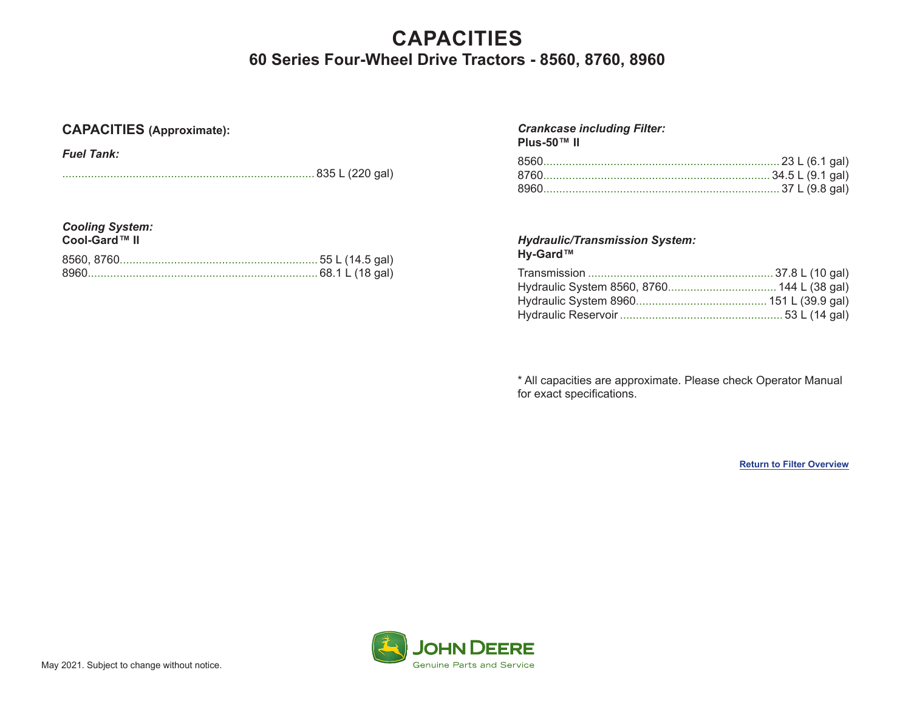# CAPACITIES

## 60 Series Four-Wheel Drive Tractors - 8560, 8760, 8960

### CAPACITIES (Approximate):

***Fuel Tank:***

| | |
|---|---|
| | 835 L (220 gal) |

***Cooling System:***
**Cool-Gard™ II**

| | |
|---|---|
| 8560, 8760 | 55 L (14.5 gal) |
| 8960 | 68.1 L (18 gal) |

***Crankcase including Filter:***
**Plus-50™ II**

| | |
|---|---|
| 8560 | 23 L (6.1 gal) |
| 8760 | 34.5 L (9.1 gal) |
| 8960 | 37 L (9.8 gal) |

***Hydraulic/Transmission System:***
**Hy-Gard™**

| | |
|---|---|
| Transmission | 37.8 L (10 gal) |
| Hydraulic System 8560, 8760 | 144 L (38 gal) |
| Hydraulic System 8960 | 151 L (39.9 gal) |
| Hydraulic Reservoir | 53 L (14 gal) |

* All capacities are approximate. Please check Operator Manual for exact specifications.

**Return to Filter Overview**

JOHN DEERE
Genuine Parts and Service

May 2021. Subject to change without notice.